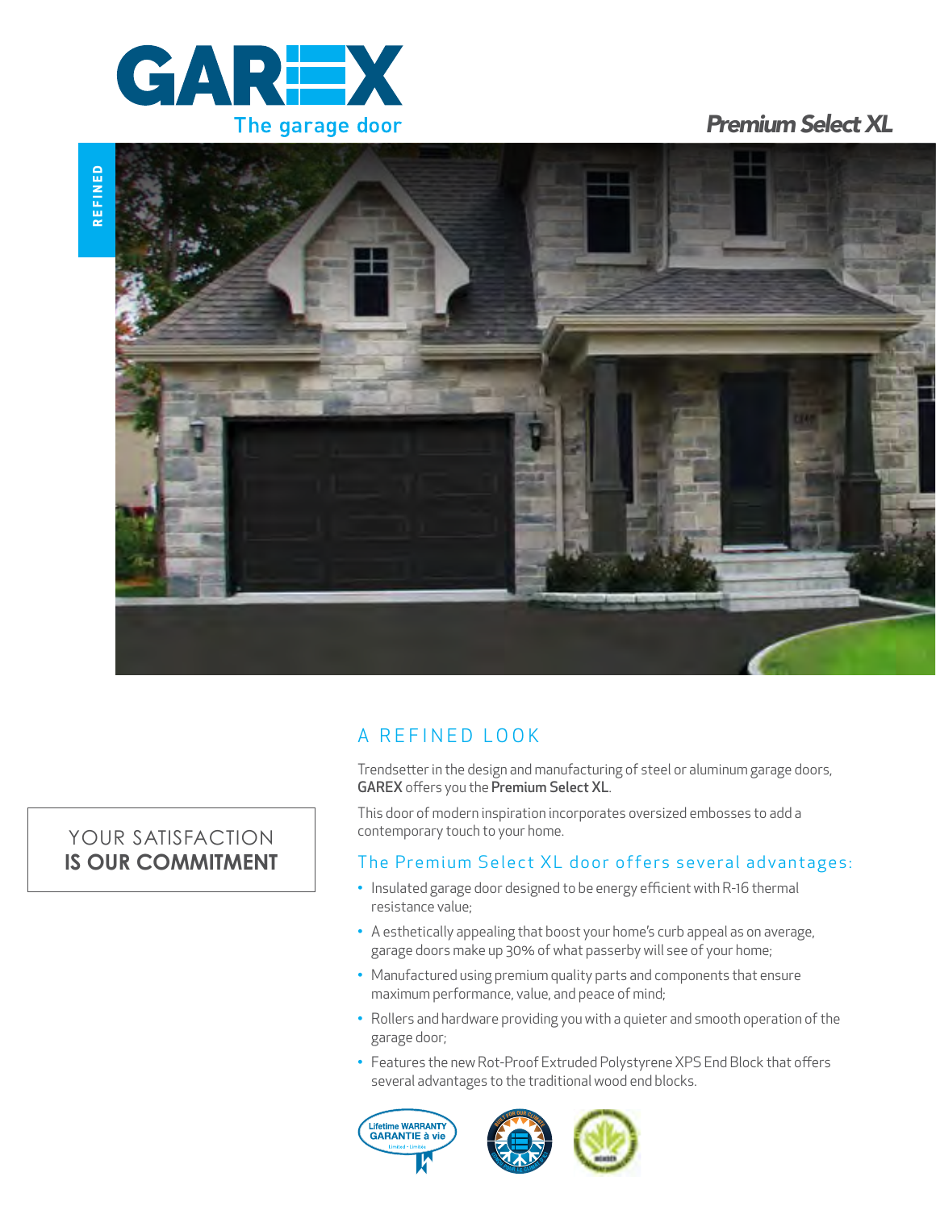# GAREX

The garage door

## *Premium Select XL*

REFINED

YOUR SATISFACTION
**IS OUR COMMITMENT**

## A REFINED LOOK

Trendsetter in the design and manufacturing of steel or aluminum garage doors, **GAREX** offers you the **Premium Select XL**.

This door of modern inspiration incorporates oversized embosses to add a contemporary touch to your home.

### The Premium Select XL door offers several advantages:

- Insulated garage door designed to be energy efficient with R-16 thermal resistance value;
- A esthetically appealing that boost your home's curb appeal as on average, garage doors make up 30% of what passerby will see of your home;
- Manufactured using premium quality parts and components that ensure maximum performance, value, and peace of mind;
- Rollers and hardware providing you with a quieter and smooth operation of the garage door;
- Features the new Rot-Proof Extruded Polystyrene XPS End Block that offers several advantages to the traditional wood end blocks.

Lifetime WARRANTY
GARANTIE à vie
Limited • Limitée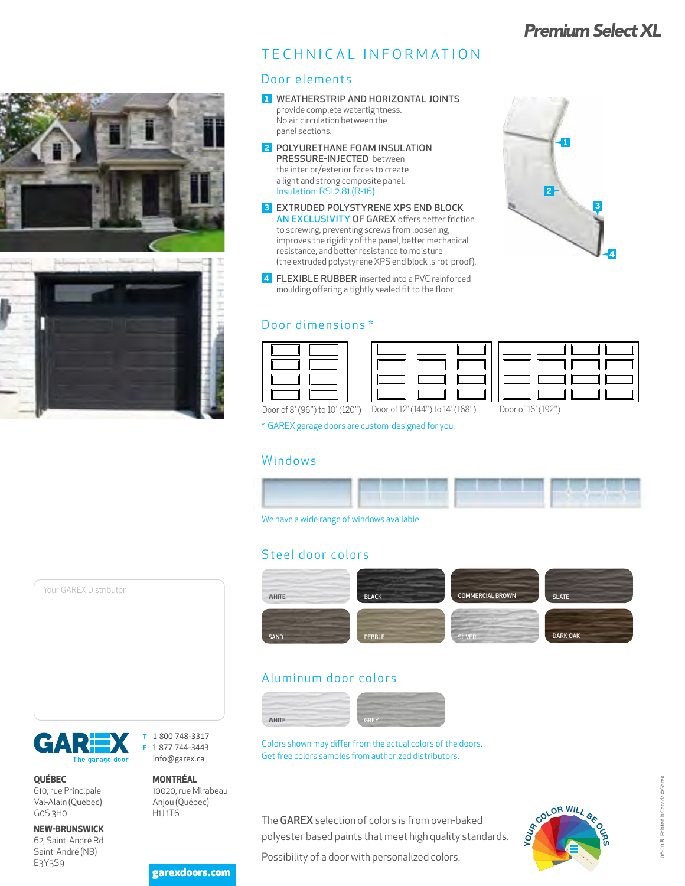# Premium Select XL

## TECHNICAL INFORMATION

### Door elements

**1 WEATHERSTRIP AND HORIZONTAL JOINTS** provide complete watertightness. No air circulation between the panel sections.

**2 POLYURETHANE FOAM INSULATION PRESSURE-INJECTED** between the interior/exterior faces to create a light and strong composite panel.
Insulation: RSI 2.81 (R-16)

**3 EXTRUDED POLYSTYRENE XPS END BLOCK AN EXCLUSIVITY OF GAREX** offers better friction to screwing, preventing screws from loosening, improves the rigidity of the panel, better mechanical resistance, and better resistance to moisture (the extruded polystyrene XPS end block is rot-proof).

**4 FLEXIBLE RUBBER** inserted into a PVC reinforced moulding offering a tightly sealed fit to the floor.

1
2
3
4

### Door dimensions *

Door of 8' (96") to 10' (120")

Door of 12' (144") to 14' (168")

Door of 16' (192")

* GAREX garage doors are custom-designed for you.

### Windows

We have a wide range of windows available.

### Steel door colors

WHITE
BLACK
COMMERCIAL BROWN
SLATE
SAND
PEBBLE
SILVER
DARK OAK

### Aluminum door colors

WHITE
GREY

Colors shown may differ from the actual colors of the doors.
Get free colors samples from authorized distributors.

The **GAREX** selection of colors is from oven-baked polyester based paints that meet high quality standards.

Possibility of a door with personalized colors.

YOUR COLOR WILL BE OURS

Your GAREX Distributor

**GAREX** The garage door

T 1 800 748-3317
F 1 877 744-3443
info@garex.ca

**QUÉBEC**
610, rue Principale
Val-Alain (Québec)
G0S 3H0

**MONTRÉAL**
10020, rue Mirabeau
Anjou (Québec)
H1J 1T6

**NEW-BRUNSWICK**
62, Saint-André Rd
Saint-André (NB)
E3Y3S9

garexdoors.com

06-2018 Printed in Canada ©Garex